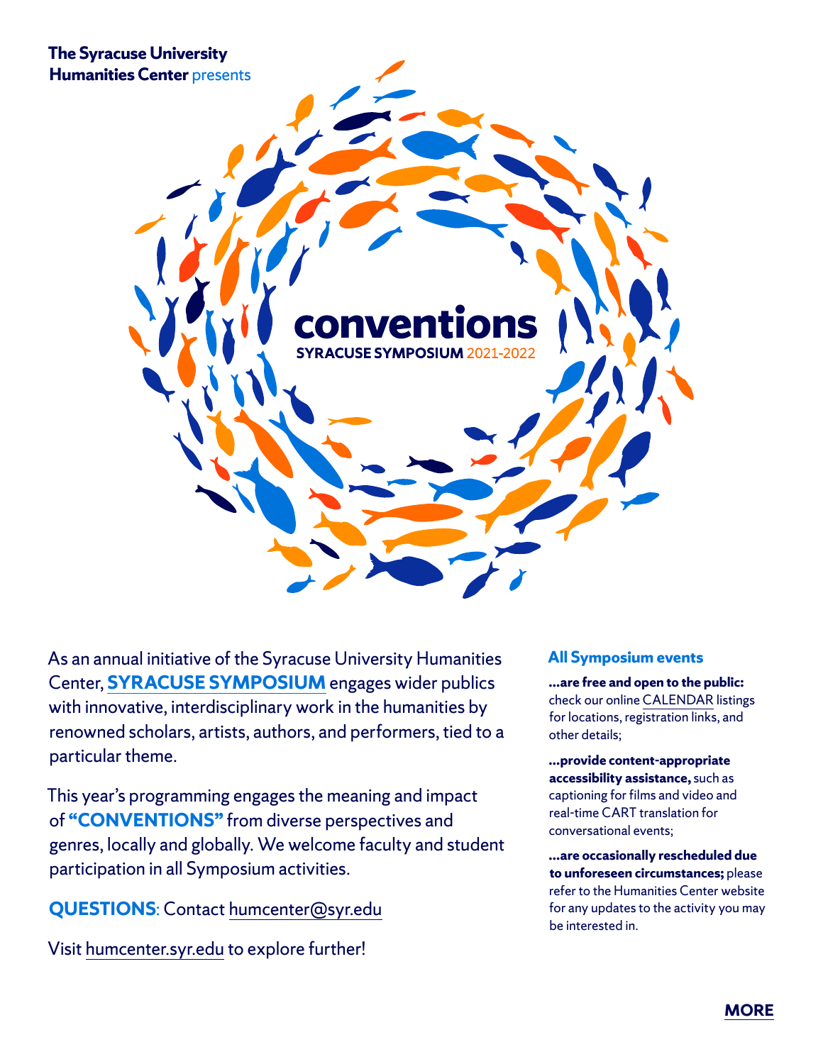**The Syracuse University Humanities Center** presents

# conventions

**SYRACUSE SYMPOSIUM** 2021-2022

As an annual initiative of the Syracuse University Humanities Center, **SYRACUSE SYMPOSIUM** engages wider publics with innovative, interdisciplinary work in the humanities by renowned scholars, artists, authors, and performers, tied to a particular theme.

This year's programming engages the meaning and impact of **"CONVENTIONS"** from diverse perspectives and genres, locally and globally. We welcome faculty and student participation in all Symposium activities.

**QUESTIONS**: Contact humcenter@syr.edu

Visit humcenter.syr.edu to explore further!

### All Symposium events

**...are free and open to the public:** check our online CALENDAR listings for locations, registration links, and other details;

**...provide content-appropriate accessibility assistance,** such as captioning for films and video and real-time CART translation for conversational events;

**...are occasionally rescheduled due to unforeseen circumstances;** please refer to the Humanities Center website for any updates to the activity you may be interested in.

**MORE**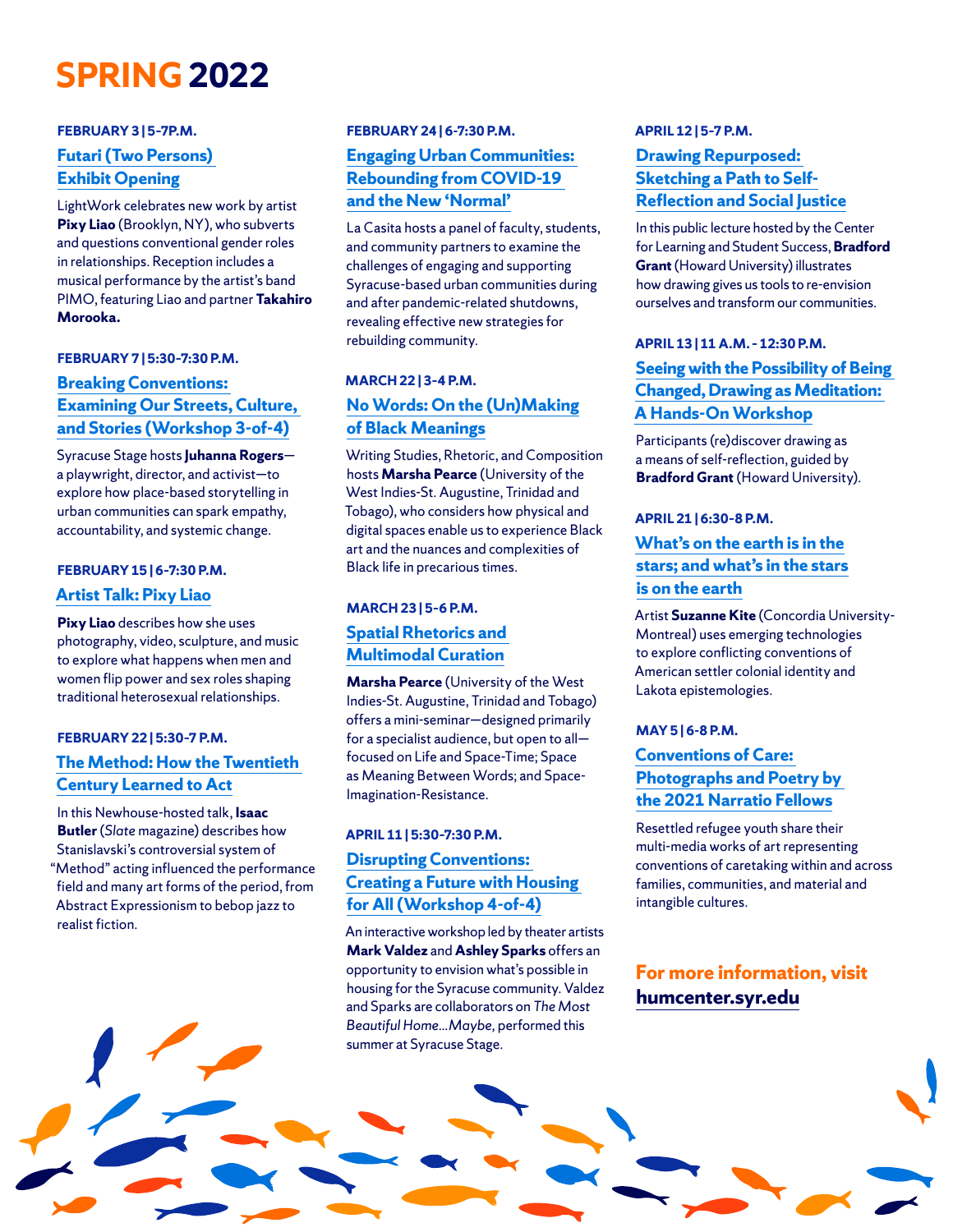# SPRING 2022

**FEBRUARY 3 | 5-7P.M.**

### Futari (Two Persons) Exhibit Opening

LightWork celebrates new work by artist **Pixy Liao** (Brooklyn, NY), who subverts and questions conventional gender roles in relationships. Reception includes a musical performance by the artist's band PIMO, featuring Liao and partner **Takahiro Morooka.**

**FEBRUARY 7 | 5:30-7:30 P.M.**

### Breaking Conventions: Examining Our Streets, Culture, and Stories (Workshop 3-of-4)

Syracuse Stage hosts **Juhanna Rogers**—a playwright, director, and activist—to explore how place-based storytelling in urban communities can spark empathy, accountability, and systemic change.

**FEBRUARY 15 | 6-7:30 P.M.**

### Artist Talk: Pixy Liao

**Pixy Liao** describes how she uses photography, video, sculpture, and music to explore what happens when men and women flip power and sex roles shaping traditional heterosexual relationships.

**FEBRUARY 22 | 5:30-7 P.M.**

### The Method: How the Twentieth Century Learned to Act

In this Newhouse-hosted talk, **Isaac Butler** (*Slate* magazine) describes how Stanislavski's controversial system of "Method" acting influenced the performance field and many art forms of the period, from Abstract Expressionism to bebop jazz to realist fiction.

**FEBRUARY 24 | 6-7:30 P.M.**

### Engaging Urban Communities: Rebounding from COVID-19 and the New 'Normal'

La Casita hosts a panel of faculty, students, and community partners to examine the challenges of engaging and supporting Syracuse-based urban communities during and after pandemic-related shutdowns, revealing effective new strategies for rebuilding community.

**MARCH 22 | 3-4 P.M.**

### No Words: On the (Un)Making of Black Meanings

Writing Studies, Rhetoric, and Composition hosts **Marsha Pearce** (University of the West Indies-St. Augustine, Trinidad and Tobago), who considers how physical and digital spaces enable us to experience Black art and the nuances and complexities of Black life in precarious times.

**MARCH 23 | 5-6 P.M.**

### Spatial Rhetorics and Multimodal Curation

**Marsha Pearce** (University of the West Indies-St. Augustine, Trinidad and Tobago) offers a mini-seminar—designed primarily for a specialist audience, but open to all—focused on Life and Space-Time; Space as Meaning Between Words; and Space-Imagination-Resistance.

**APRIL 11 | 5:30-7:30 P.M.**

### Disrupting Conventions: Creating a Future with Housing for All (Workshop 4-of-4)

An interactive workshop led by theater artists **Mark Valdez** and **Ashley Sparks** offers an opportunity to envision what's possible in housing for the Syracuse community. Valdez and Sparks are collaborators on *The Most Beautiful Home…Maybe*, performed this summer at Syracuse Stage.

**APRIL 12 | 5-7 P.M.**

### Drawing Repurposed: Sketching a Path to Self-Reflection and Social Justice

In this public lecture hosted by the Center for Learning and Student Success, **Bradford Grant** (Howard University) illustrates how drawing gives us tools to re-envision ourselves and transform our communities.

**APRIL 13 | 11 A.M. - 12:30 P.M.**

### Seeing with the Possibility of Being Changed, Drawing as Meditation: A Hands-On Workshop

Participants (re)discover drawing as a means of self-reflection, guided by **Bradford Grant** (Howard University).

**APRIL 21 | 6:30-8 P.M.**

### What's on the earth is in the stars; and what's in the stars is on the earth

Artist **Suzanne Kite** (Concordia University-Montreal) uses emerging technologies to explore conflicting conventions of American settler colonial identity and Lakota epistemologies.

**MAY 5 | 6-8 P.M.**

### Conventions of Care: Photographs and Poetry by the 2021 Narratio Fellows

Resettled refugee youth share their multi-media works of art representing conventions of caretaking within and across families, communities, and material and intangible cultures.

**For more information, visit humcenter.syr.edu**